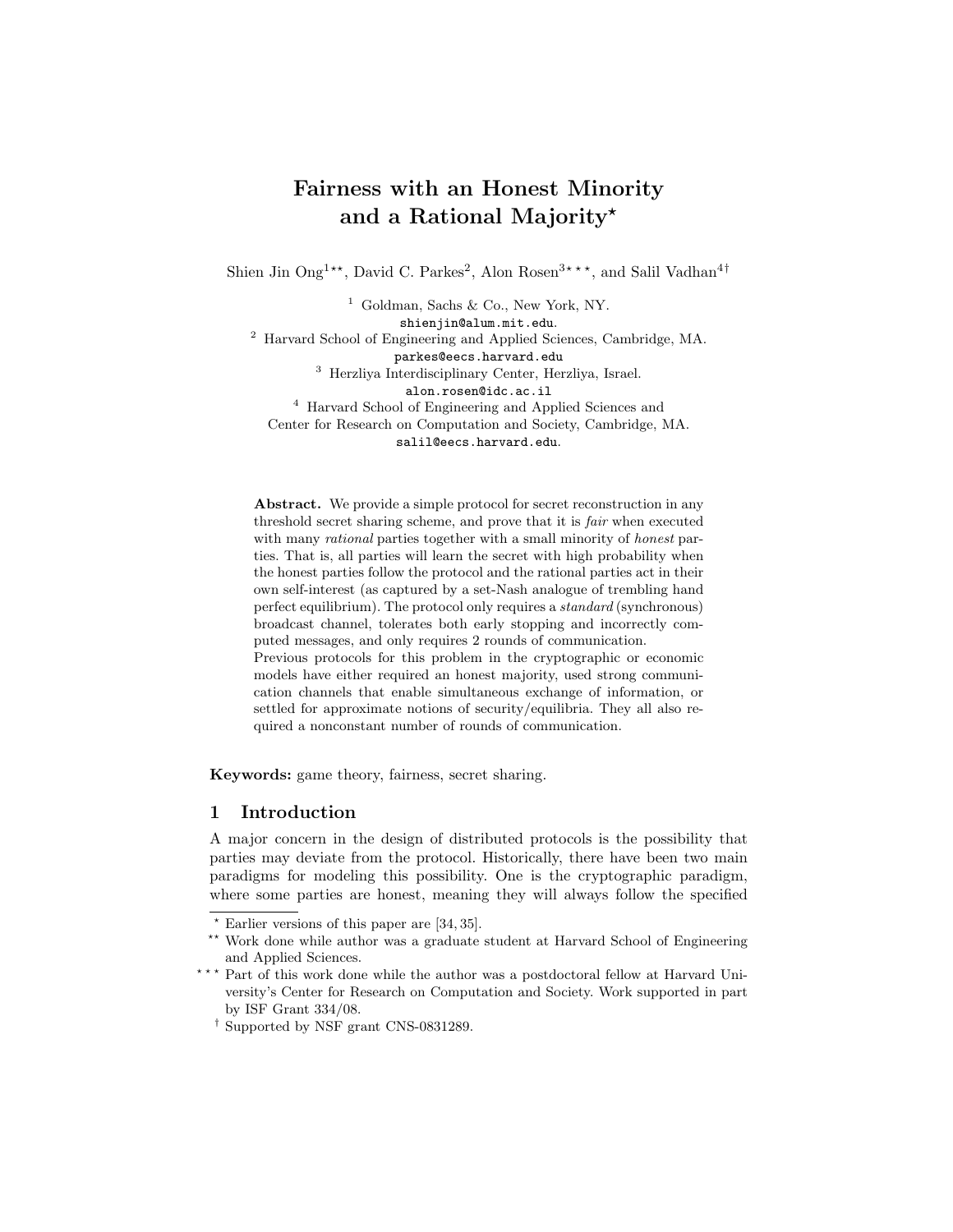# Fairness with an Honest Minority and a Rational Majority[⋆]

Shien Jin Ong[1⋆⋆], David C. Parkes[2], Alon Rosen[3⋆⋆⋆], and Salil Vadhan[4†]

[1] Goldman, Sachs & Co., New York, NY.
shienjin@alum.mit.edu.

[2] Harvard School of Engineering and Applied Sciences, Cambridge, MA.
parkes@eecs.harvard.edu

[3] Herzliya Interdisciplinary Center, Herzliya, Israel.
alon.rosen@idc.ac.il

[4] Harvard School of Engineering and Applied Sciences and
Center for Research on Computation and Society, Cambridge, MA.
salil@eecs.harvard.edu.

**Abstract.** We provide a simple protocol for secret reconstruction in any threshold secret sharing scheme, and prove that it is *fair* when executed with many *rational* parties together with a small minority of *honest* parties. That is, all parties will learn the secret with high probability when the honest parties follow the protocol and the rational parties act in their own self-interest (as captured by a set-Nash analogue of trembling hand perfect equilibrium). The protocol only requires a *standard* (synchronous) broadcast channel, tolerates both early stopping and incorrectly computed messages, and only requires 2 rounds of communication.

Previous protocols for this problem in the cryptographic or economic models have either required an honest majority, used strong communication channels that enable simultaneous exchange of information, or settled for approximate notions of security/equilibria. They all also required a nonconstant number of rounds of communication.

**Keywords:** game theory, fairness, secret sharing.

## 1 Introduction

A major concern in the design of distributed protocols is the possibility that parties may deviate from the protocol. Historically, there have been two main paradigms for modeling this possibility. One is the cryptographic paradigm, where some parties are honest, meaning they will always follow the specified

---

[⋆] Earlier versions of this paper are [34, 35].

[⋆⋆] Work done while author was a graduate student at Harvard School of Engineering and Applied Sciences.

[⋆⋆⋆] Part of this work done while the author was a postdoctoral fellow at Harvard University's Center for Research on Computation and Society. Work supported in part by ISF Grant 334/08.

[†] Supported by NSF grant CNS-0831289.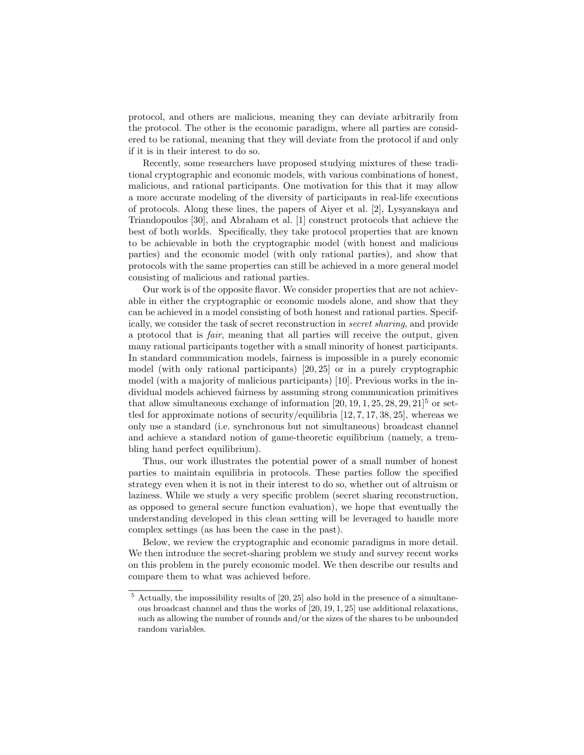protocol, and others are malicious, meaning they can deviate arbitrarily from the protocol. The other is the economic paradigm, where all parties are considered to be rational, meaning that they will deviate from the protocol if and only if it is in their interest to do so.

Recently, some researchers have proposed studying mixtures of these traditional cryptographic and economic models, with various combinations of honest, malicious, and rational participants. One motivation for this that it may allow a more accurate modeling of the diversity of participants in real-life executions of protocols. Along these lines, the papers of Aiyer et al. [2], Lysyanskaya and Triandopoulos [30], and Abraham et al. [1] construct protocols that achieve the best of both worlds. Specifically, they take protocol properties that are known to be achievable in both the cryptographic model (with honest and malicious parties) and the economic model (with only rational parties), and show that protocols with the same properties can still be achieved in a more general model consisting of malicious and rational parties.

Our work is of the opposite flavor. We consider properties that are not achievable in either the cryptographic or economic models alone, and show that they can be achieved in a model consisting of both honest and rational parties. Specifically, we consider the task of secret reconstruction in *secret sharing*, and provide a protocol that is *fair*, meaning that all parties will receive the output, given many rational participants together with a small minority of honest participants. In standard communication models, fairness is impossible in a purely economic model (with only rational participants) [20, 25] or in a purely cryptographic model (with a majority of malicious participants) [10]. Previous works in the individual models achieved fairness by assuming strong communication primitives that allow simultaneous exchange of information [20, 19, 1, 25, 28, 29, 21][5] or settled for approximate notions of security/equilibria [12, 7, 17, 38, 25], whereas we only use a standard (i.e. synchronous but not simultaneous) broadcast channel and achieve a standard notion of game-theoretic equilibrium (namely, a trembling hand perfect equilibrium).

Thus, our work illustrates the potential power of a small number of honest parties to maintain equilibria in protocols. These parties follow the specified strategy even when it is not in their interest to do so, whether out of altruism or laziness. While we study a very specific problem (secret sharing reconstruction, as opposed to general secure function evaluation), we hope that eventually the understanding developed in this clean setting will be leveraged to handle more complex settings (as has been the case in the past).

Below, we review the cryptographic and economic paradigms in more detail. We then introduce the secret-sharing problem we study and survey recent works on this problem in the purely economic model. We then describe our results and compare them to what was achieved before.

[5] Actually, the impossibility results of [20, 25] also hold in the presence of a simultaneous broadcast channel and thus the works of [20, 19, 1, 25] use additional relaxations, such as allowing the number of rounds and/or the sizes of the shares to be unbounded random variables.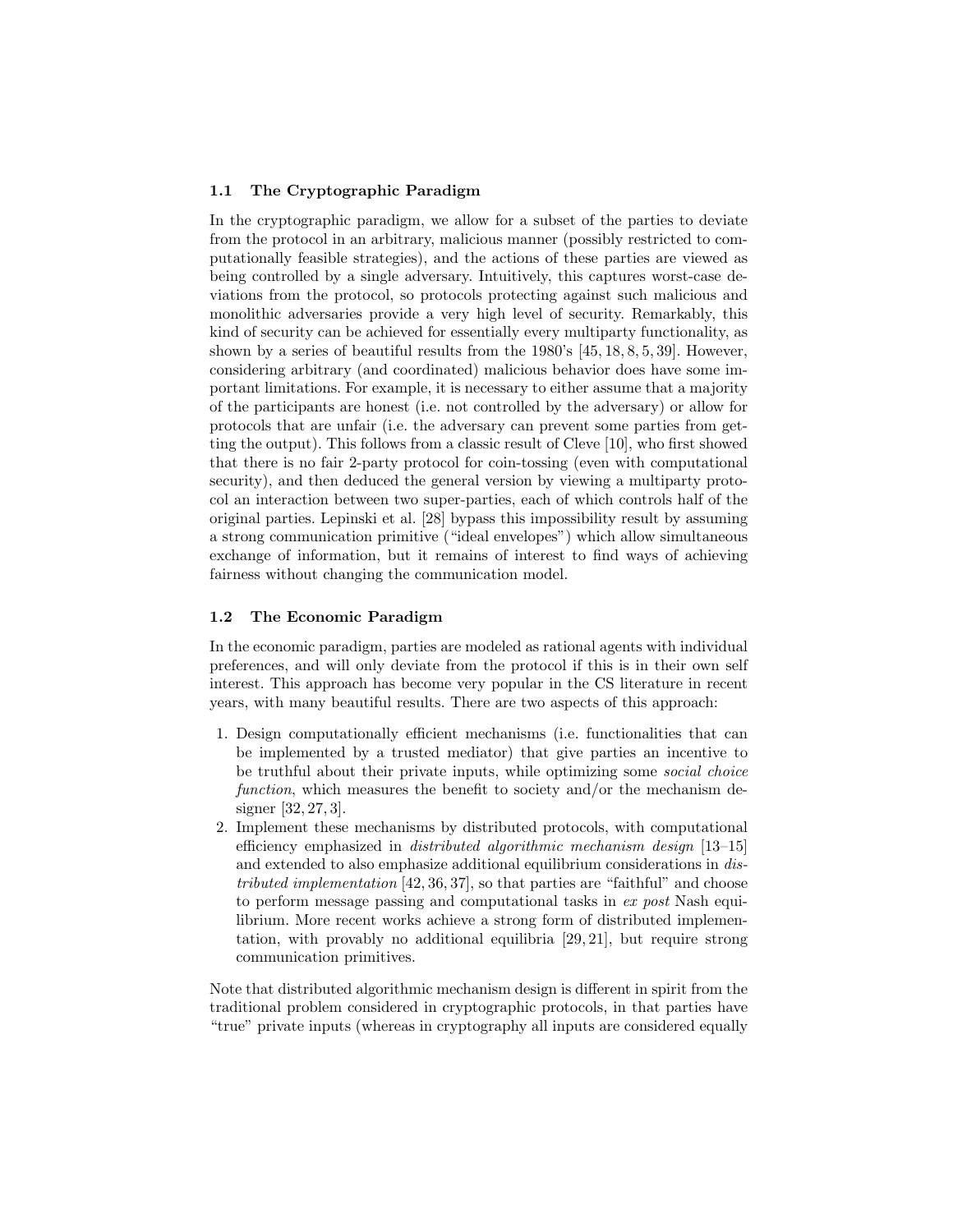### 1.1 The Cryptographic Paradigm

In the cryptographic paradigm, we allow for a subset of the parties to deviate from the protocol in an arbitrary, malicious manner (possibly restricted to computationally feasible strategies), and the actions of these parties are viewed as being controlled by a single adversary. Intuitively, this captures worst-case deviations from the protocol, so protocols protecting against such malicious and monolithic adversaries provide a very high level of security. Remarkably, this kind of security can be achieved for essentially every multiparty functionality, as shown by a series of beautiful results from the 1980's [45, 18, 8, 5, 39]. However, considering arbitrary (and coordinated) malicious behavior does have some important limitations. For example, it is necessary to either assume that a majority of the participants are honest (i.e. not controlled by the adversary) or allow for protocols that are unfair (i.e. the adversary can prevent some parties from getting the output). This follows from a classic result of Cleve [10], who first showed that there is no fair 2-party protocol for coin-tossing (even with computational security), and then deduced the general version by viewing a multiparty protocol an interaction between two super-parties, each of which controls half of the original parties. Lepinski et al. [28] bypass this impossibility result by assuming a strong communication primitive ("ideal envelopes") which allow simultaneous exchange of information, but it remains of interest to find ways of achieving fairness without changing the communication model.

### 1.2 The Economic Paradigm

In the economic paradigm, parties are modeled as rational agents with individual preferences, and will only deviate from the protocol if this is in their own self interest. This approach has become very popular in the CS literature in recent years, with many beautiful results. There are two aspects of this approach:

1. Design computationally efficient mechanisms (i.e. functionalities that can be implemented by a trusted mediator) that give parties an incentive to be truthful about their private inputs, while optimizing some *social choice function*, which measures the benefit to society and/or the mechanism designer [32, 27, 3].
2. Implement these mechanisms by distributed protocols, with computational efficiency emphasized in *distributed algorithmic mechanism design* [13–15] and extended to also emphasize additional equilibrium considerations in *distributed implementation* [42, 36, 37], so that parties are "faithful" and choose to perform message passing and computational tasks in *ex post* Nash equilibrium. More recent works achieve a strong form of distributed implementation, with provably no additional equilibria [29, 21], but require strong communication primitives.

Note that distributed algorithmic mechanism design is different in spirit from the traditional problem considered in cryptographic protocols, in that parties have "true" private inputs (whereas in cryptography all inputs are considered equally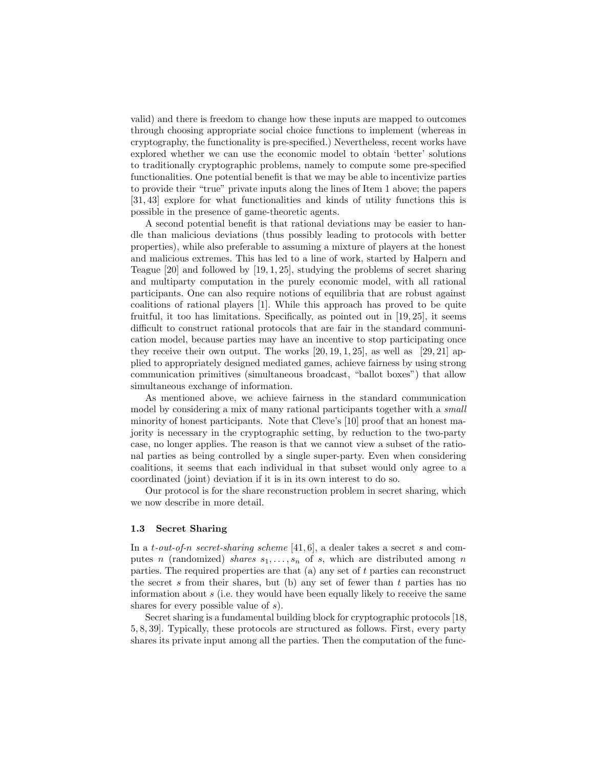valid) and there is freedom to change how these inputs are mapped to outcomes through choosing appropriate social choice functions to implement (whereas in cryptography, the functionality is pre-specified.) Nevertheless, recent works have explored whether we can use the economic model to obtain 'better' solutions to traditionally cryptographic problems, namely to compute some pre-specified functionalities. One potential benefit is that we may be able to incentivize parties to provide their "true" private inputs along the lines of Item 1 above; the papers [31, 43] explore for what functionalities and kinds of utility functions this is possible in the presence of game-theoretic agents.

A second potential benefit is that rational deviations may be easier to handle than malicious deviations (thus possibly leading to protocols with better properties), while also preferable to assuming a mixture of players at the honest and malicious extremes. This has led to a line of work, started by Halpern and Teague [20] and followed by [19, 1, 25], studying the problems of secret sharing and multiparty computation in the purely economic model, with all rational participants. One can also require notions of equilibria that are robust against coalitions of rational players [1]. While this approach has proved to be quite fruitful, it too has limitations. Specifically, as pointed out in [19, 25], it seems difficult to construct rational protocols that are fair in the standard communication model, because parties may have an incentive to stop participating once they receive their own output. The works [20, 19, 1, 25], as well as [29, 21] applied to appropriately designed mediated games, achieve fairness by using strong communication primitives (simultaneous broadcast, "ballot boxes") that allow simultaneous exchange of information.

As mentioned above, we achieve fairness in the standard communication model by considering a mix of many rational participants together with a *small* minority of honest participants. Note that Cleve's [10] proof that an honest majority is necessary in the cryptographic setting, by reduction to the two-party case, no longer applies. The reason is that we cannot view a subset of the rational parties as being controlled by a single super-party. Even when considering coalitions, it seems that each individual in that subset would only agree to a coordinated (joint) deviation if it is in its own interest to do so.

Our protocol is for the share reconstruction problem in secret sharing, which we now describe in more detail.

### 1.3 Secret Sharing

In a *$t$-out-of-$n$ secret-sharing scheme* [41, 6], a dealer takes a secret $s$ and computes $n$ (randomized) *shares* $s_1, \ldots, s_n$ of $s$, which are distributed among $n$ parties. The required properties are that (a) any set of $t$ parties can reconstruct the secret $s$ from their shares, but (b) any set of fewer than $t$ parties has no information about $s$ (i.e. they would have been equally likely to receive the same shares for every possible value of $s$).

Secret sharing is a fundamental building block for cryptographic protocols [18, 5, 8, 39]. Typically, these protocols are structured as follows. First, every party shares its private input among all the parties. Then the computation of the func-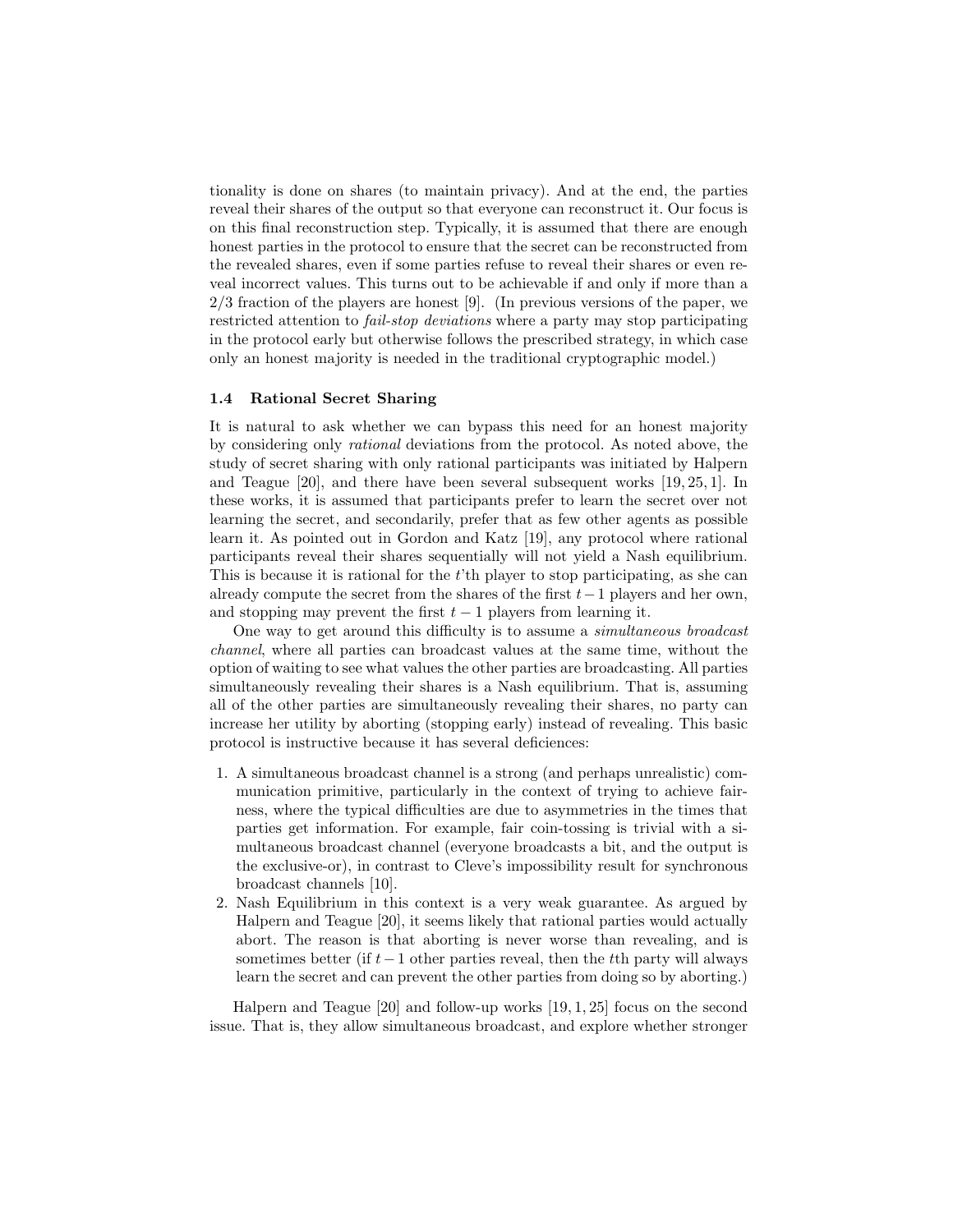tionality is done on shares (to maintain privacy). And at the end, the parties reveal their shares of the output so that everyone can reconstruct it. Our focus is on this final reconstruction step. Typically, it is assumed that there are enough honest parties in the protocol to ensure that the secret can be reconstructed from the revealed shares, even if some parties refuse to reveal their shares or even reveal incorrect values. This turns out to be achievable if and only if more than a 2/3 fraction of the players are honest [9]. (In previous versions of the paper, we restricted attention to *fail-stop deviations* where a party may stop participating in the protocol early but otherwise follows the prescribed strategy, in which case only an honest majority is needed in the traditional cryptographic model.)

### 1.4 Rational Secret Sharing

It is natural to ask whether we can bypass this need for an honest majority by considering only *rational* deviations from the protocol. As noted above, the study of secret sharing with only rational participants was initiated by Halpern and Teague [20], and there have been several subsequent works [19, 25, 1]. In these works, it is assumed that participants prefer to learn the secret over not learning the secret, and secondarily, prefer that as few other agents as possible learn it. As pointed out in Gordon and Katz [19], any protocol where rational participants reveal their shares sequentially will not yield a Nash equilibrium. This is because it is rational for the $t$'th player to stop participating, as she can already compute the secret from the shares of the first $t-1$ players and her own, and stopping may prevent the first $t-1$ players from learning it.

One way to get around this difficulty is to assume a *simultaneous broadcast channel*, where all parties can broadcast values at the same time, without the option of waiting to see what values the other parties are broadcasting. All parties simultaneously revealing their shares is a Nash equilibrium. That is, assuming all of the other parties are simultaneously revealing their shares, no party can increase her utility by aborting (stopping early) instead of revealing. This basic protocol is instructive because it has several deficiences:

1. A simultaneous broadcast channel is a strong (and perhaps unrealistic) communication primitive, particularly in the context of trying to achieve fairness, where the typical difficulties are due to asymmetries in the times that parties get information. For example, fair coin-tossing is trivial with a simultaneous broadcast channel (everyone broadcasts a bit, and the output is the exclusive-or), in contrast to Cleve's impossibility result for synchronous broadcast channels [10].
2. Nash Equilibrium in this context is a very weak guarantee. As argued by Halpern and Teague [20], it seems likely that rational parties would actually abort. The reason is that aborting is never worse than revealing, and is sometimes better (if $t-1$ other parties reveal, then the $t$th party will always learn the secret and can prevent the other parties from doing so by aborting.)

Halpern and Teague [20] and follow-up works [19, 1, 25] focus on the second issue. That is, they allow simultaneous broadcast, and explore whether stronger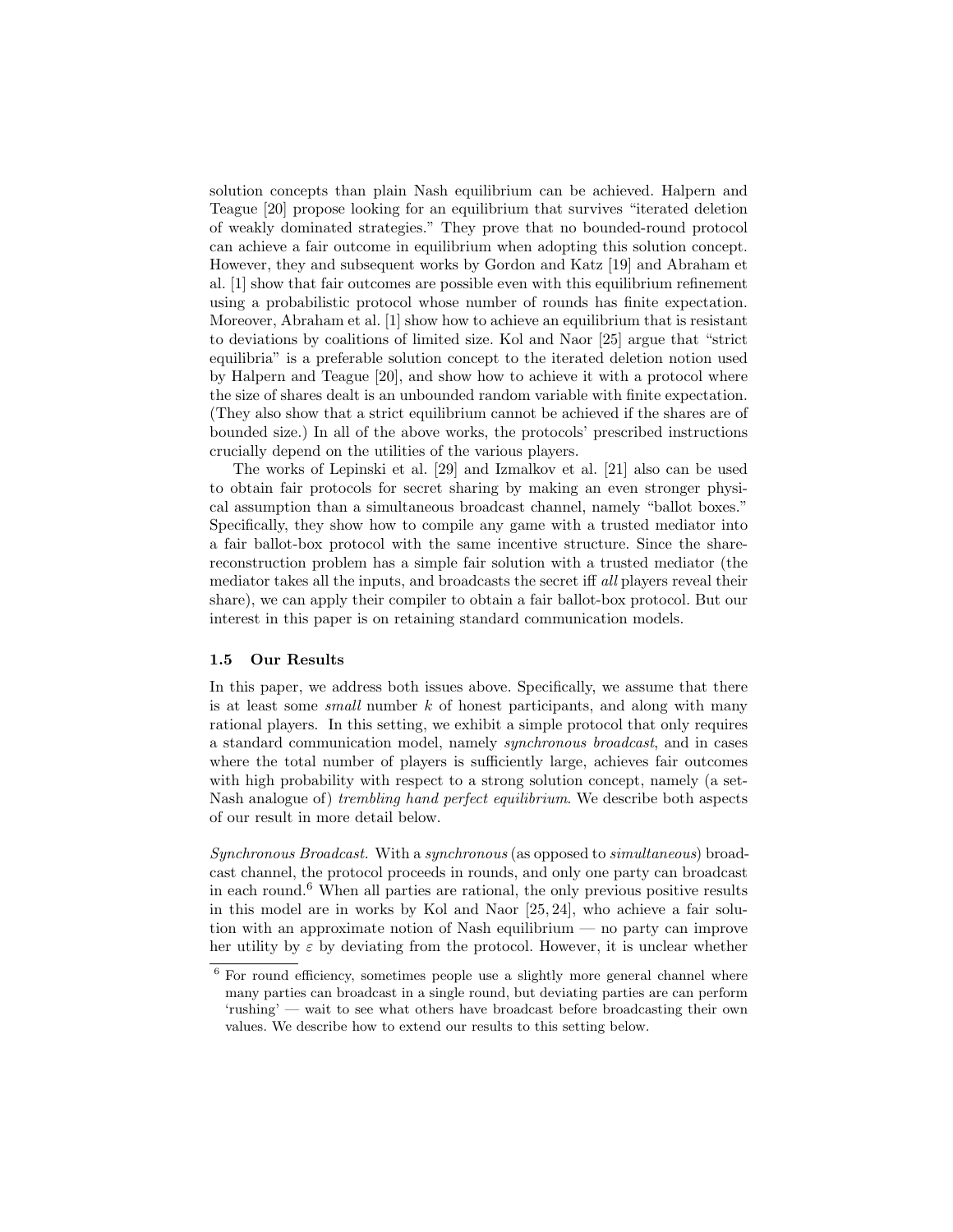solution concepts than plain Nash equilibrium can be achieved. Halpern and Teague [20] propose looking for an equilibrium that survives "iterated deletion of weakly dominated strategies." They prove that no bounded-round protocol can achieve a fair outcome in equilibrium when adopting this solution concept. However, they and subsequent works by Gordon and Katz [19] and Abraham et al. [1] show that fair outcomes are possible even with this equilibrium refinement using a probabilistic protocol whose number of rounds has finite expectation. Moreover, Abraham et al. [1] show how to achieve an equilibrium that is resistant to deviations by coalitions of limited size. Kol and Naor [25] argue that "strict equilibria" is a preferable solution concept to the iterated deletion notion used by Halpern and Teague [20], and show how to achieve it with a protocol where the size of shares dealt is an unbounded random variable with finite expectation. (They also show that a strict equilibrium cannot be achieved if the shares are of bounded size.) In all of the above works, the protocols' prescribed instructions crucially depend on the utilities of the various players.

The works of Lepinski et al. [29] and Izmalkov et al. [21] also can be used to obtain fair protocols for secret sharing by making an even stronger physical assumption than a simultaneous broadcast channel, namely "ballot boxes." Specifically, they show how to compile any game with a trusted mediator into a fair ballot-box protocol with the same incentive structure. Since the share-reconstruction problem has a simple fair solution with a trusted mediator (the mediator takes all the inputs, and broadcasts the secret iff *all* players reveal their share), we can apply their compiler to obtain a fair ballot-box protocol. But our interest in this paper is on retaining standard communication models.

### 1.5 Our Results

In this paper, we address both issues above. Specifically, we assume that there is at least some *small* number $k$ of honest participants, and along with many rational players. In this setting, we exhibit a simple protocol that only requires a standard communication model, namely *synchronous broadcast*, and in cases where the total number of players is sufficiently large, achieves fair outcomes with high probability with respect to a strong solution concept, namely (a set-Nash analogue of) *trembling hand perfect equilibrium*. We describe both aspects of our result in more detail below.

*Synchronous Broadcast.* With a *synchronous* (as opposed to *simultaneous*) broadcast channel, the protocol proceeds in rounds, and only one party can broadcast in each round.[6] When all parties are rational, the only previous positive results in this model are in works by Kol and Naor [25, 24], who achieve a fair solution with an approximate notion of Nash equilibrium — no party can improve her utility by $\varepsilon$ by deviating from the protocol. However, it is unclear whether

[6] For round efficiency, sometimes people use a slightly more general channel where many parties can broadcast in a single round, but deviating parties are can perform 'rushing' — wait to see what others have broadcast before broadcasting their own values. We describe how to extend our results to this setting below.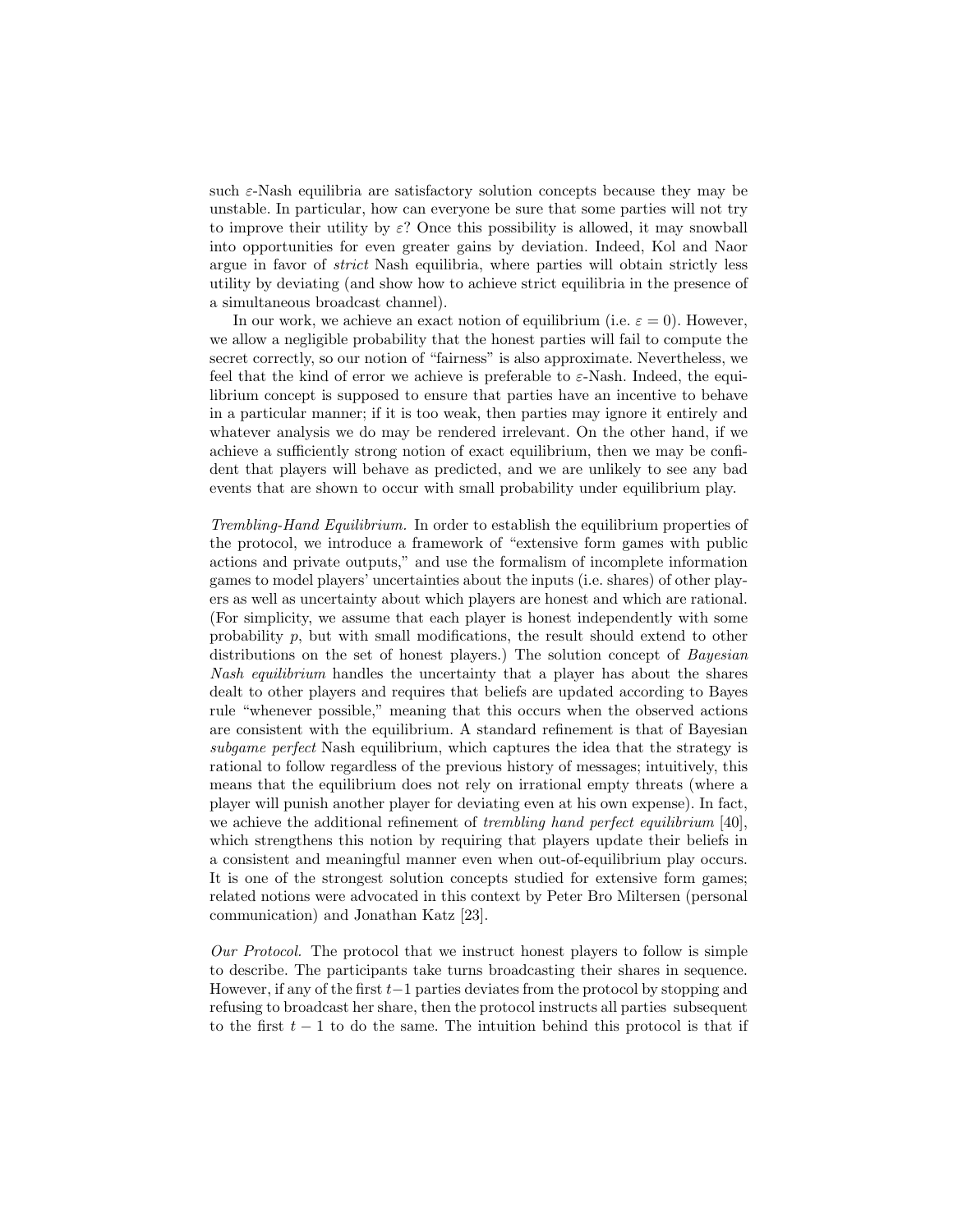such $\varepsilon$-Nash equilibria are satisfactory solution concepts because they may be unstable. In particular, how can everyone be sure that some parties will not try to improve their utility by $\varepsilon$? Once this possibility is allowed, it may snowball into opportunities for even greater gains by deviation. Indeed, Kol and Naor argue in favor of *strict* Nash equilibria, where parties will obtain strictly less utility by deviating (and show how to achieve strict equilibria in the presence of a simultaneous broadcast channel).

In our work, we achieve an exact notion of equilibrium (i.e. $\varepsilon = 0$). However, we allow a negligible probability that the honest parties will fail to compute the secret correctly, so our notion of "fairness" is also approximate. Nevertheless, we feel that the kind of error we achieve is preferable to $\varepsilon$-Nash. Indeed, the equilibrium concept is supposed to ensure that parties have an incentive to behave in a particular manner; if it is too weak, then parties may ignore it entirely and whatever analysis we do may be rendered irrelevant. On the other hand, if we achieve a sufficiently strong notion of exact equilibrium, then we may be confident that players will behave as predicted, and we are unlikely to see any bad events that are shown to occur with small probability under equilibrium play.

*Trembling-Hand Equilibrium.* In order to establish the equilibrium properties of the protocol, we introduce a framework of "extensive form games with public actions and private outputs," and use the formalism of incomplete information games to model players' uncertainties about the inputs (i.e. shares) of other players as well as uncertainty about which players are honest and which are rational. (For simplicity, we assume that each player is honest independently with some probability $p$, but with small modifications, the result should extend to other distributions on the set of honest players.) The solution concept of *Bayesian Nash equilibrium* handles the uncertainty that a player has about the shares dealt to other players and requires that beliefs are updated according to Bayes rule "whenever possible," meaning that this occurs when the observed actions are consistent with the equilibrium. A standard refinement is that of Bayesian *subgame perfect* Nash equilibrium, which captures the idea that the strategy is rational to follow regardless of the previous history of messages; intuitively, this means that the equilibrium does not rely on irrational empty threats (where a player will punish another player for deviating even at his own expense). In fact, we achieve the additional refinement of *trembling hand perfect equilibrium* [40], which strengthens this notion by requiring that players update their beliefs in a consistent and meaningful manner even when out-of-equilibrium play occurs. It is one of the strongest solution concepts studied for extensive form games; related notions were advocated in this context by Peter Bro Miltersen (personal communication) and Jonathan Katz [23].

*Our Protocol.* The protocol that we instruct honest players to follow is simple to describe. The participants take turns broadcasting their shares in sequence. However, if any of the first $t-1$ parties deviates from the protocol by stopping and refusing to broadcast her share, then the protocol instructs all parties subsequent to the first $t-1$ to do the same. The intuition behind this protocol is that if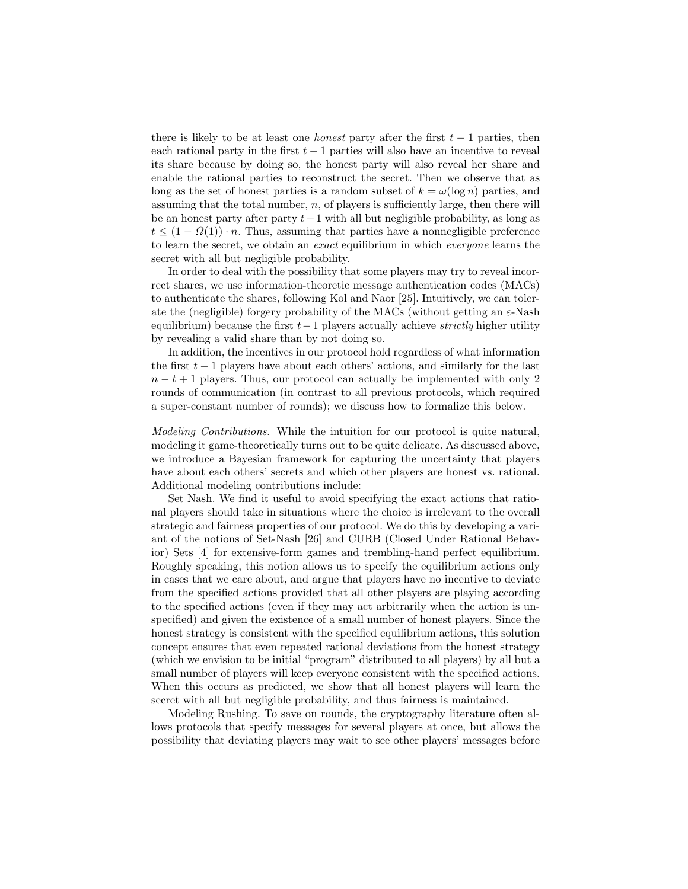there is likely to be at least one *honest* party after the first $t-1$ parties, then each rational party in the first $t-1$ parties will also have an incentive to reveal its share because by doing so, the honest party will also reveal her share and enable the rational parties to reconstruct the secret. Then we observe that as long as the set of honest parties is a random subset of $k = \omega(\log n)$ parties, and assuming that the total number, $n$, of players is sufficiently large, then there will be an honest party after party $t-1$ with all but negligible probability, as long as $t \leq (1 - \Omega(1)) \cdot n$. Thus, assuming that parties have a nonnegligible preference to learn the secret, we obtain an *exact* equilibrium in which *everyone* learns the secret with all but negligible probability.

In order to deal with the possibility that some players may try to reveal incorrect shares, we use information-theoretic message authentication codes (MACs) to authenticate the shares, following Kol and Naor [25]. Intuitively, we can tolerate the (negligible) forgery probability of the MACs (without getting an $\varepsilon$-Nash equilibrium) because the first $t-1$ players actually achieve *strictly* higher utility by revealing a valid share than by not doing so.

In addition, the incentives in our protocol hold regardless of what information the first $t-1$ players have about each others' actions, and similarly for the last $n-t+1$ players. Thus, our protocol can actually be implemented with only 2 rounds of communication (in contrast to all previous protocols, which required a super-constant number of rounds); we discuss how to formalize this below.

*Modeling Contributions.* While the intuition for our protocol is quite natural, modeling it game-theoretically turns out to be quite delicate. As discussed above, we introduce a Bayesian framework for capturing the uncertainty that players have about each others' secrets and which other players are honest vs. rational. Additional modeling contributions include:

Set Nash. We find it useful to avoid specifying the exact actions that rational players should take in situations where the choice is irrelevant to the overall strategic and fairness properties of our protocol. We do this by developing a variant of the notions of Set-Nash [26] and CURB (Closed Under Rational Behavior) Sets [4] for extensive-form games and trembling-hand perfect equilibrium. Roughly speaking, this notion allows us to specify the equilibrium actions only in cases that we care about, and argue that players have no incentive to deviate from the specified actions provided that all other players are playing according to the specified actions (even if they may act arbitrarily when the action is unspecified) and given the existence of a small number of honest players. Since the honest strategy is consistent with the specified equilibrium actions, this solution concept ensures that even repeated rational deviations from the honest strategy (which we envision to be initial "program" distributed to all players) by all but a small number of players will keep everyone consistent with the specified actions. When this occurs as predicted, we show that all honest players will learn the secret with all but negligible probability, and thus fairness is maintained.

Modeling Rushing. To save on rounds, the cryptography literature often allows protocols that specify messages for several players at once, but allows the possibility that deviating players may wait to see other players' messages before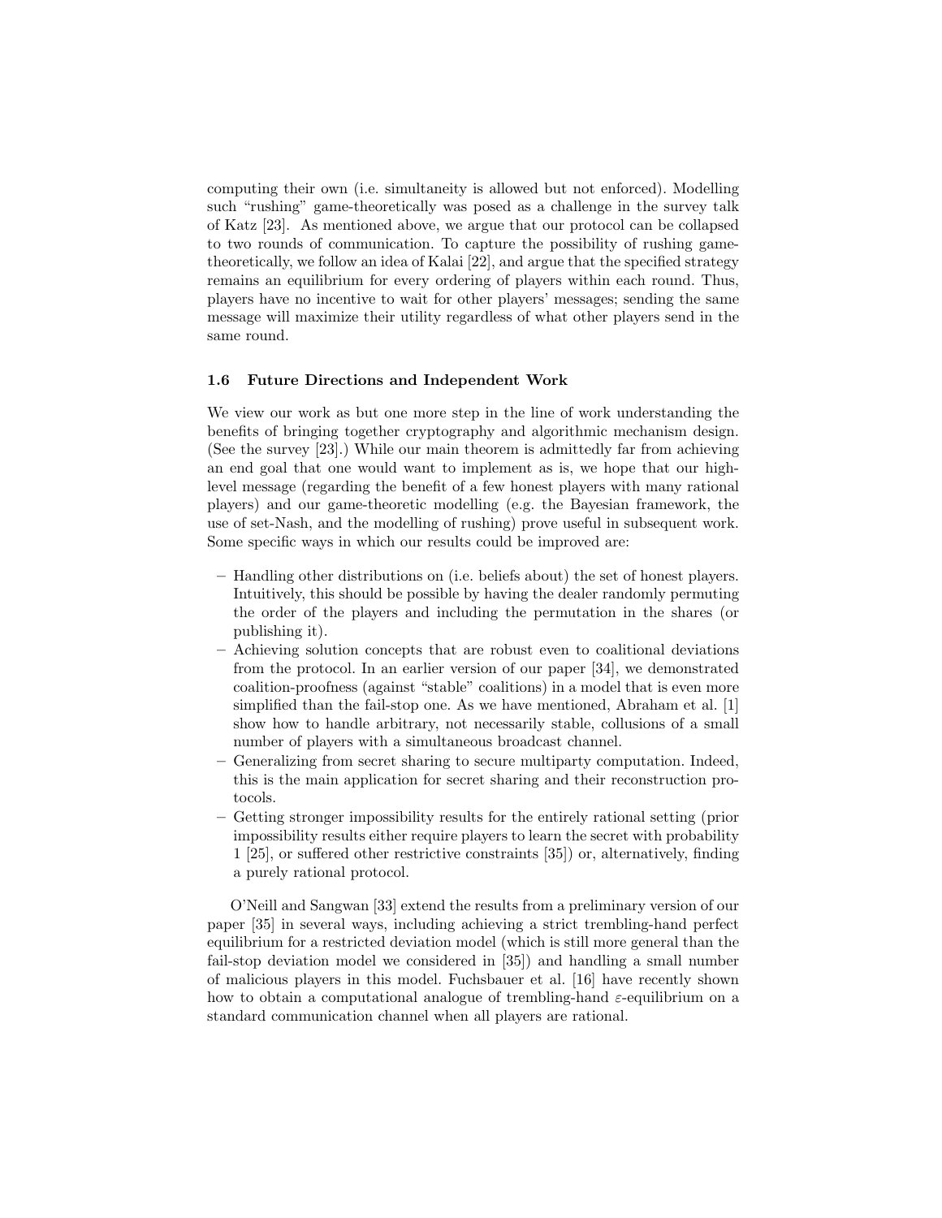computing their own (i.e. simultaneity is allowed but not enforced). Modelling such "rushing" game-theoretically was posed as a challenge in the survey talk of Katz [23]. As mentioned above, we argue that our protocol can be collapsed to two rounds of communication. To capture the possibility of rushing game-theoretically, we follow an idea of Kalai [22], and argue that the specified strategy remains an equilibrium for every ordering of players within each round. Thus, players have no incentive to wait for other players' messages; sending the same message will maximize their utility regardless of what other players send in the same round.

### 1.6 Future Directions and Independent Work

We view our work as but one more step in the line of work understanding the benefits of bringing together cryptography and algorithmic mechanism design. (See the survey [23].) While our main theorem is admittedly far from achieving an end goal that one would want to implement as is, we hope that our high-level message (regarding the benefit of a few honest players with many rational players) and our game-theoretic modelling (e.g. the Bayesian framework, the use of set-Nash, and the modelling of rushing) prove useful in subsequent work. Some specific ways in which our results could be improved are:

- Handling other distributions on (i.e. beliefs about) the set of honest players. Intuitively, this should be possible by having the dealer randomly permuting the order of the players and including the permutation in the shares (or publishing it).
- Achieving solution concepts that are robust even to coalitional deviations from the protocol. In an earlier version of our paper [34], we demonstrated coalition-proofness (against "stable" coalitions) in a model that is even more simplified than the fail-stop one. As we have mentioned, Abraham et al. [1] show how to handle arbitrary, not necessarily stable, collusions of a small number of players with a simultaneous broadcast channel.
- Generalizing from secret sharing to secure multiparty computation. Indeed, this is the main application for secret sharing and their reconstruction protocols.
- Getting stronger impossibility results for the entirely rational setting (prior impossibility results either require players to learn the secret with probability 1 [25], or suffered other restrictive constraints [35]) or, alternatively, finding a purely rational protocol.

O'Neill and Sangwan [33] extend the results from a preliminary version of our paper [35] in several ways, including achieving a strict trembling-hand perfect equilibrium for a restricted deviation model (which is still more general than the fail-stop deviation model we considered in [35]) and handling a small number of malicious players in this model. Fuchsbauer et al. [16] have recently shown how to obtain a computational analogue of trembling-hand $\varepsilon$-equilibrium on a standard communication channel when all players are rational.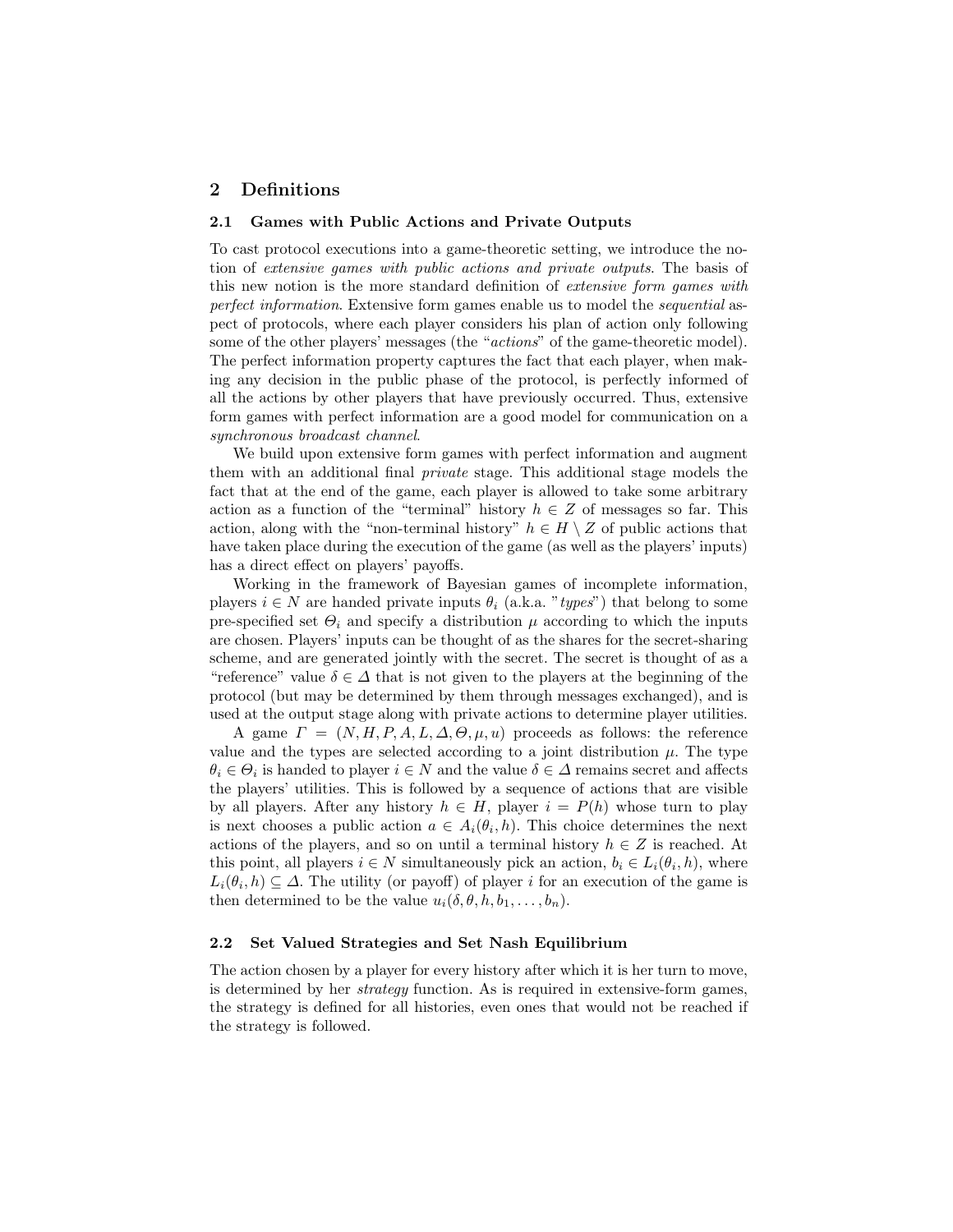## 2 Definitions

### 2.1 Games with Public Actions and Private Outputs

To cast protocol executions into a game-theoretic setting, we introduce the notion of *extensive games with public actions and private outputs*. The basis of this new notion is the more standard definition of *extensive form games with perfect information*. Extensive form games enable us to model the *sequential* aspect of protocols, where each player considers his plan of action only following some of the other players' messages (the "*actions*" of the game-theoretic model). The perfect information property captures the fact that each player, when making any decision in the public phase of the protocol, is perfectly informed of all the actions by other players that have previously occurred. Thus, extensive form games with perfect information are a good model for communication on a *synchronous broadcast channel*.

We build upon extensive form games with perfect information and augment them with an additional final *private* stage. This additional stage models the fact that at the end of the game, each player is allowed to take some arbitrary action as a function of the "terminal" history $h \in Z$ of messages so far. This action, along with the "non-terminal history" $h \in H \setminus Z$ of public actions that have taken place during the execution of the game (as well as the players' inputs) has a direct effect on players' payoffs.

Working in the framework of Bayesian games of incomplete information, players $i \in N$ are handed private inputs $\theta_i$ (a.k.a. "*types*") that belong to some pre-specified set $\Theta_i$ and specify a distribution $\mu$ according to which the inputs are chosen. Players' inputs can be thought of as the shares for the secret-sharing scheme, and are generated jointly with the secret. The secret is thought of as a "reference" value $\delta \in \Delta$ that is not given to the players at the beginning of the protocol (but may be determined by them through messages exchanged), and is used at the output stage along with private actions to determine player utilities.

A game $\Gamma = (N, H, P, A, L, \Delta, \Theta, \mu, u)$ proceeds as follows: the reference value and the types are selected according to a joint distribution $\mu$. The type $\theta_i \in \Theta_i$ is handed to player $i \in N$ and the value $\delta \in \Delta$ remains secret and affects the players' utilities. This is followed by a sequence of actions that are visible by all players. After any history $h \in H$, player $i = P(h)$ whose turn to play is next chooses a public action $a \in A_i(\theta_i, h)$. This choice determines the next actions of the players, and so on until a terminal history $h \in Z$ is reached. At this point, all players $i \in N$ simultaneously pick an action, $b_i \in L_i(\theta_i, h)$, where $L_i(\theta_i, h) \subseteq \Delta$. The utility (or payoff) of player $i$ for an execution of the game is then determined to be the value $u_i(\delta, \theta, h, b_1, \ldots, b_n)$.

### 2.2 Set Valued Strategies and Set Nash Equilibrium

The action chosen by a player for every history after which it is her turn to move, is determined by her *strategy* function. As is required in extensive-form games, the strategy is defined for all histories, even ones that would not be reached if the strategy is followed.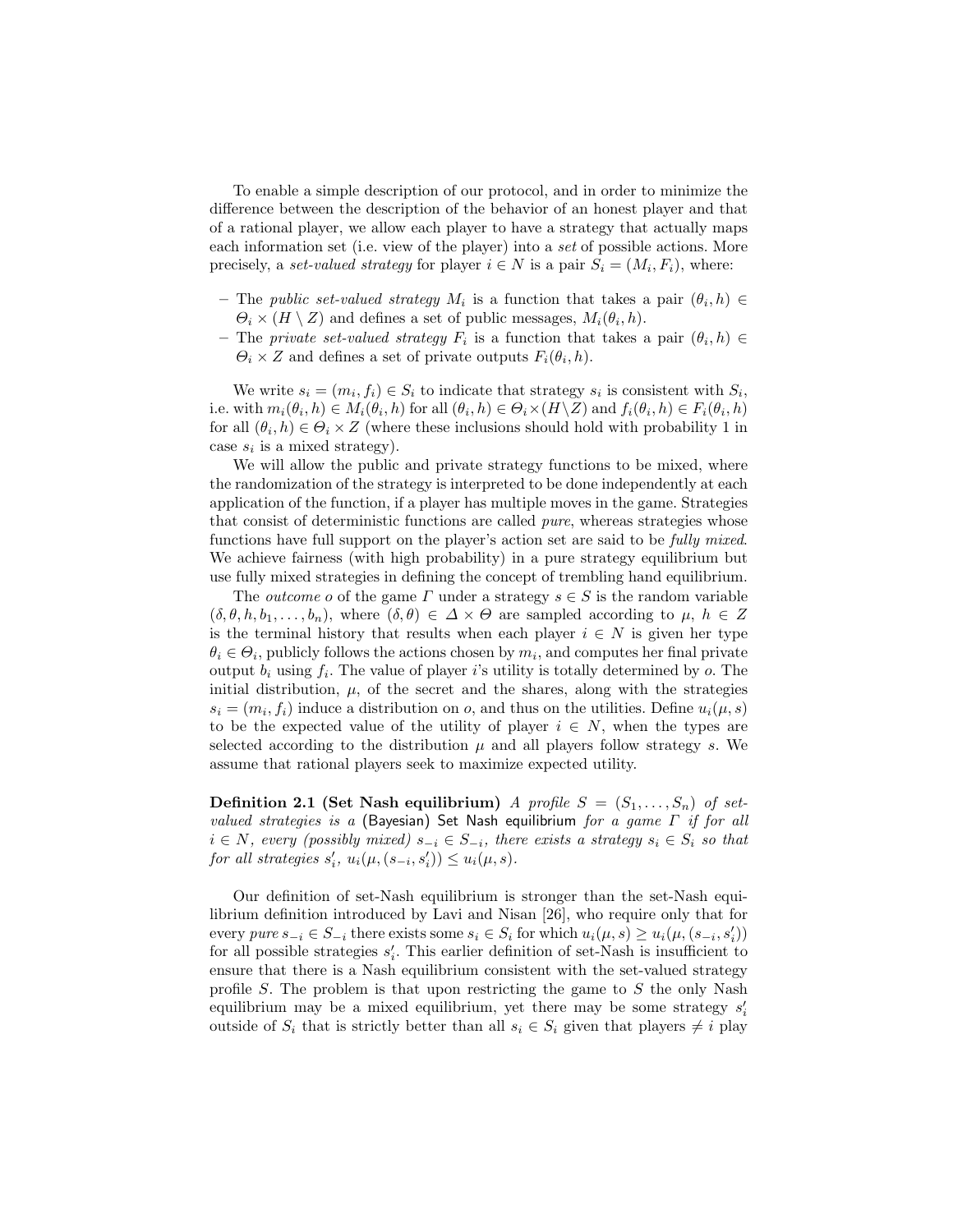To enable a simple description of our protocol, and in order to minimize the difference between the description of the behavior of an honest player and that of a rational player, we allow each player to have a strategy that actually maps each information set (i.e. view of the player) into a *set* of possible actions. More precisely, a *set-valued strategy* for player $i \in N$ is a pair $S_i = (M_i, F_i)$, where:

- The *public set-valued strategy* $M_i$ is a function that takes a pair $(\theta_i, h) \in \Theta_i \times (H \setminus Z)$ and defines a set of public messages, $M_i(\theta_i, h)$.
- The *private set-valued strategy* $F_i$ is a function that takes a pair $(\theta_i, h) \in \Theta_i \times Z$ and defines a set of private outputs $F_i(\theta_i, h)$.

We write $s_i = (m_i, f_i) \in S_i$ to indicate that strategy $s_i$ is consistent with $S_i$, i.e. with $m_i(\theta_i, h) \in M_i(\theta_i, h)$ for all $(\theta_i, h) \in \Theta_i \times (H \setminus Z)$ and $f_i(\theta_i, h) \in F_i(\theta_i, h)$ for all $(\theta_i, h) \in \Theta_i \times Z$ (where these inclusions should hold with probability 1 in case $s_i$ is a mixed strategy).

We will allow the public and private strategy functions to be mixed, where the randomization of the strategy is interpreted to be done independently at each application of the function, if a player has multiple moves in the game. Strategies that consist of deterministic functions are called *pure*, whereas strategies whose functions have full support on the player's action set are said to be *fully mixed*. We achieve fairness (with high probability) in a pure strategy equilibrium but use fully mixed strategies in defining the concept of trembling hand equilibrium.

The *outcome* $o$ of the game $\Gamma$ under a strategy $s \in S$ is the random variable $(\delta, \theta, h, b_1, \ldots, b_n)$, where $(\delta, \theta) \in \Delta \times \Theta$ are sampled according to $\mu$, $h \in Z$ is the terminal history that results when each player $i \in N$ is given her type $\theta_i \in \Theta_i$, publicly follows the actions chosen by $m_i$, and computes her final private output $b_i$ using $f_i$. The value of player $i$'s utility is totally determined by $o$. The initial distribution, $\mu$, of the secret and the shares, along with the strategies $s_i = (m_i, f_i)$ induce a distribution on $o$, and thus on the utilities. Define $u_i(\mu, s)$ to be the expected value of the utility of player $i \in N$, when the types are selected according to the distribution $\mu$ and all players follow strategy $s$. We assume that rational players seek to maximize expected utility.

**Definition 2.1 (Set Nash equilibrium)** *A profile $S = (S_1, \ldots, S_n)$ of set-valued strategies is a* (Bayesian) Set Nash equilibrium *for a game $\Gamma$ if for all $i \in N$, every (possibly mixed) $s_{-i} \in S_{-i}$, there exists a strategy $s_i \in S_i$ so that for all strategies $s'_i$, $u_i(\mu, (s_{-i}, s'_i)) \leq u_i(\mu, s)$.*

Our definition of set-Nash equilibrium is stronger than the set-Nash equilibrium definition introduced by Lavi and Nisan [26], who require only that for every *pure* $s_{-i} \in S_{-i}$ there exists some $s_i \in S_i$ for which $u_i(\mu, s) \geq u_i(\mu, (s_{-i}, s'_i))$ for all possible strategies $s'_i$. This earlier definition of set-Nash is insufficient to ensure that there is a Nash equilibrium consistent with the set-valued strategy profile $S$. The problem is that upon restricting the game to $S$ the only Nash equilibrium may be a mixed equilibrium, yet there may be some strategy $s'_i$ outside of $S_i$ that is strictly better than all $s_i \in S_i$ given that players $\neq i$ play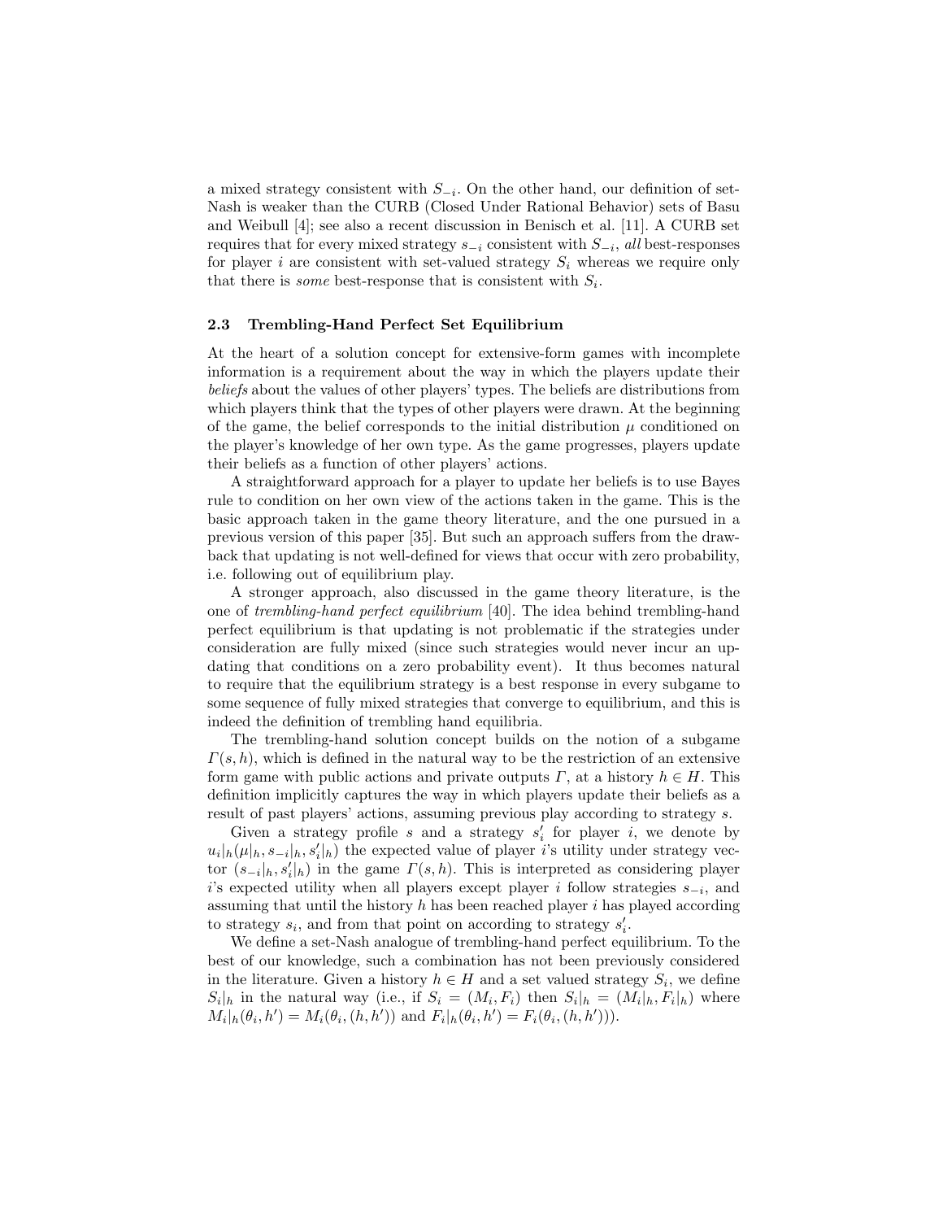a mixed strategy consistent with $S_{-i}$. On the other hand, our definition of set-Nash is weaker than the CURB (Closed Under Rational Behavior) sets of Basu and Weibull [4]; see also a recent discussion in Benisch et al. [11]. A CURB set requires that for every mixed strategy $s_{-i}$ consistent with $S_{-i}$, *all* best-responses for player $i$ are consistent with set-valued strategy $S_i$ whereas we require only that there is *some* best-response that is consistent with $S_i$.

### 2.3 Trembling-Hand Perfect Set Equilibrium

At the heart of a solution concept for extensive-form games with incomplete information is a requirement about the way in which the players update their *beliefs* about the values of other players' types. The beliefs are distributions from which players think that the types of other players were drawn. At the beginning of the game, the belief corresponds to the initial distribution $\mu$ conditioned on the player's knowledge of her own type. As the game progresses, players update their beliefs as a function of other players' actions.

A straightforward approach for a player to update her beliefs is to use Bayes rule to condition on her own view of the actions taken in the game. This is the basic approach taken in the game theory literature, and the one pursued in a previous version of this paper [35]. But such an approach suffers from the drawback that updating is not well-defined for views that occur with zero probability, i.e. following out of equilibrium play.

A stronger approach, also discussed in the game theory literature, is the one of *trembling-hand perfect equilibrium* [40]. The idea behind trembling-hand perfect equilibrium is that updating is not problematic if the strategies under consideration are fully mixed (since such strategies would never incur an updating that conditions on a zero probability event). It thus becomes natural to require that the equilibrium strategy is a best response in every subgame to some sequence of fully mixed strategies that converge to equilibrium, and this is indeed the definition of trembling hand equilibria.

The trembling-hand solution concept builds on the notion of a subgame $\Gamma(s, h)$, which is defined in the natural way to be the restriction of an extensive form game with public actions and private outputs $\Gamma$, at a history $h \in H$. This definition implicitly captures the way in which players update their beliefs as a result of past players' actions, assuming previous play according to strategy $s$.

Given a strategy profile $s$ and a strategy $s'_i$ for player $i$, we denote by $u_i|_h(\mu|_h, s_{-i}|_h, s'_i|_h)$ the expected value of player $i$'s utility under strategy vector $(s_{-i}|_h, s'_i|_h)$ in the game $\Gamma(s, h)$. This is interpreted as considering player $i$'s expected utility when all players except player $i$ follow strategies $s_{-i}$, and assuming that until the history $h$ has been reached player $i$ has played according to strategy $s_i$, and from that point on according to strategy $s'_i$.

We define a set-Nash analogue of trembling-hand perfect equilibrium. To the best of our knowledge, such a combination has not been previously considered in the literature. Given a history $h \in H$ and a set valued strategy $S_i$, we define $S_i|_h$ in the natural way (i.e., if $S_i = (M_i, F_i)$ then $S_i|_h = (M_i|_h, F_i|_h)$ where $M_i|_h(\theta_i, h') = M_i(\theta_i, (h, h'))$ and $F_i|_h(\theta_i, h') = F_i(\theta_i, (h, h'))$).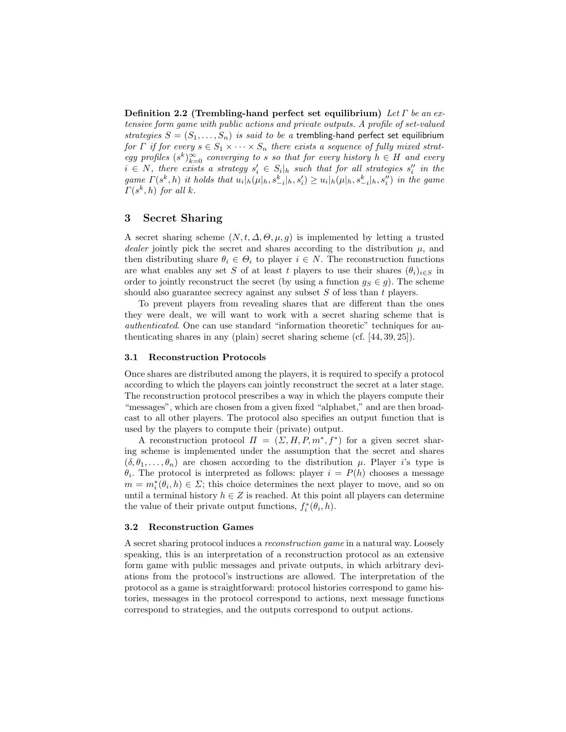**Definition 2.2 (Trembling-hand perfect set equilibrium)** *Let $\Gamma$ be an extensive form game with public actions and private outputs. A profile of set-valued strategies $S = (S_1, \ldots, S_n)$ is said to be a* trembling-hand perfect set equilibrium *for $\Gamma$ if for every $s \in S_1 \times \cdots \times S_n$ there exists a sequence of fully mixed strategy profiles $(s^k)_{k=0}^{\infty}$ converging to $s$ so that for every history $h \in H$ and every $i \in N$, there exists a strategy $s'_i \in S_i|_h$ such that for all strategies $s''_i$ in the game $\Gamma(s^k, h)$ it holds that $u_i|_h(\mu|_h, s^k_{-i}|_h, s'_i) \geq u_i|_h(\mu|_h, s^k_{-i}|_h, s''_i)$ in the game $\Gamma(s^k, h)$ for all $k$.*

## 3 Secret Sharing

A secret sharing scheme $(N, t, \Delta, \Theta, \mu, g)$ is implemented by letting a trusted *dealer* jointly pick the secret and shares according to the distribution $\mu$, and then distributing share $\theta_i \in \Theta_i$ to player $i \in N$. The reconstruction functions are what enables any set $S$ of at least $t$ players to use their shares $(\theta_i)_{i \in S}$ in order to jointly reconstruct the secret (by using a function $g_S \in g$). The scheme should also guarantee secrecy against any subset $S$ of less than $t$ players.

To prevent players from revealing shares that are different than the ones they were dealt, we will want to work with a secret sharing scheme that is *authenticated*. One can use standard "information theoretic" techniques for authenticating shares in any (plain) secret sharing scheme (cf. [44, 39, 25]).

### 3.1 Reconstruction Protocols

Once shares are distributed among the players, it is required to specify a protocol according to which the players can jointly reconstruct the secret at a later stage. The reconstruction protocol prescribes a way in which the players compute their "messages", which are chosen from a given fixed "alphabet," and are then broadcast to all other players. The protocol also specifies an output function that is used by the players to compute their (private) output.

A reconstruction protocol $\Pi = (\Sigma, H, P, m^*, f^*)$ for a given secret sharing scheme is implemented under the assumption that the secret and shares $(\delta, \theta_1, \ldots, \theta_n)$ are chosen according to the distribution $\mu$. Player $i$'s type is $\theta_i$. The protocol is interpreted as follows: player $i = P(h)$ chooses a message $m = m^*_i(\theta_i, h) \in \Sigma$; this choice determines the next player to move, and so on until a terminal history $h \in Z$ is reached. At this point all players can determine the value of their private output functions, $f^*_i(\theta_i, h)$.

### 3.2 Reconstruction Games

A secret sharing protocol induces a *reconstruction game* in a natural way. Loosely speaking, this is an interpretation of a reconstruction protocol as an extensive form game with public messages and private outputs, in which arbitrary deviations from the protocol's instructions are allowed. The interpretation of the protocol as a game is straightforward: protocol histories correspond to game histories, messages in the protocol correspond to actions, next message functions correspond to strategies, and the outputs correspond to output actions.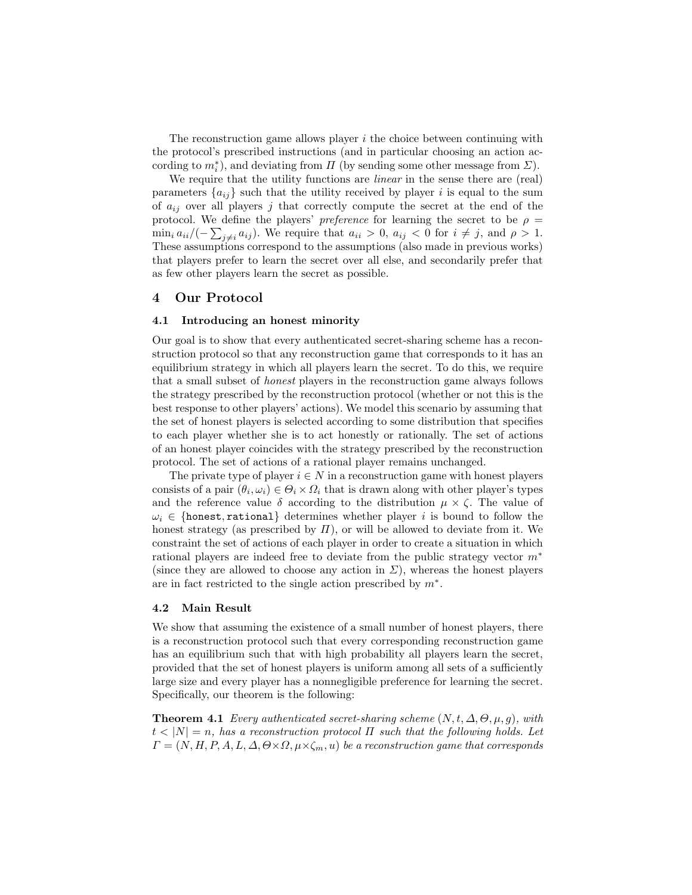The reconstruction game allows player $i$ the choice between continuing with the protocol's prescribed instructions (and in particular choosing an action according to $m_i^*$), and deviating from $\Pi$ (by sending some other message from $\Sigma$).

We require that the utility functions are *linear* in the sense there are (real) parameters $\{a_{ij}\}$ such that the utility received by player $i$ is equal to the sum of $a_{ij}$ over all players $j$ that correctly compute the secret at the end of the protocol. We define the players' *preference* for learning the secret to be $\rho = \min_i a_{ii}/(-\sum_{j \neq i} a_{ij})$. We require that $a_{ii} > 0$, $a_{ij} < 0$ for $i \neq j$, and $\rho > 1$. These assumptions correspond to the assumptions (also made in previous works) that players prefer to learn the secret over all else, and secondarily prefer that as few other players learn the secret as possible.

## 4 Our Protocol

### 4.1 Introducing an honest minority

Our goal is to show that every authenticated secret-sharing scheme has a reconstruction protocol so that any reconstruction game that corresponds to it has an equilibrium strategy in which all players learn the secret. To do this, we require that a small subset of *honest* players in the reconstruction game always follows the strategy prescribed by the reconstruction protocol (whether or not this is the best response to other players' actions). We model this scenario by assuming that the set of honest players is selected according to some distribution that specifies to each player whether she is to act honestly or rationally. The set of actions of an honest player coincides with the strategy prescribed by the reconstruction protocol. The set of actions of a rational player remains unchanged.

The private type of player $i \in N$ in a reconstruction game with honest players consists of a pair $(\theta_i, \omega_i) \in \Theta_i \times \Omega_i$ that is drawn along with other player's types and the reference value $\delta$ according to the distribution $\mu \times \zeta$. The value of $\omega_i \in \{\texttt{honest}, \texttt{rational}\}$ determines whether player $i$ is bound to follow the honest strategy (as prescribed by $\Pi$), or will be allowed to deviate from it. We constraint the set of actions of each player in order to create a situation in which rational players are indeed free to deviate from the public strategy vector $m^*$ (since they are allowed to choose any action in $\Sigma$), whereas the honest players are in fact restricted to the single action prescribed by $m^*$.

### 4.2 Main Result

We show that assuming the existence of a small number of honest players, there is a reconstruction protocol such that every corresponding reconstruction game has an equilibrium such that with high probability all players learn the secret, provided that the set of honest players is uniform among all sets of a sufficiently large size and every player has a nonnegligible preference for learning the secret. Specifically, our theorem is the following:

**Theorem 4.1** *Every authenticated secret-sharing scheme $(N, t, \Delta, \Theta, \mu, g)$, with $t < |N| = n$, has a reconstruction protocol $\Pi$ such that the following holds. Let $\Gamma = (N, H, P, A, L, \Delta, \Theta \times \Omega, \mu \times \zeta_m, u)$ be a reconstruction game that corresponds*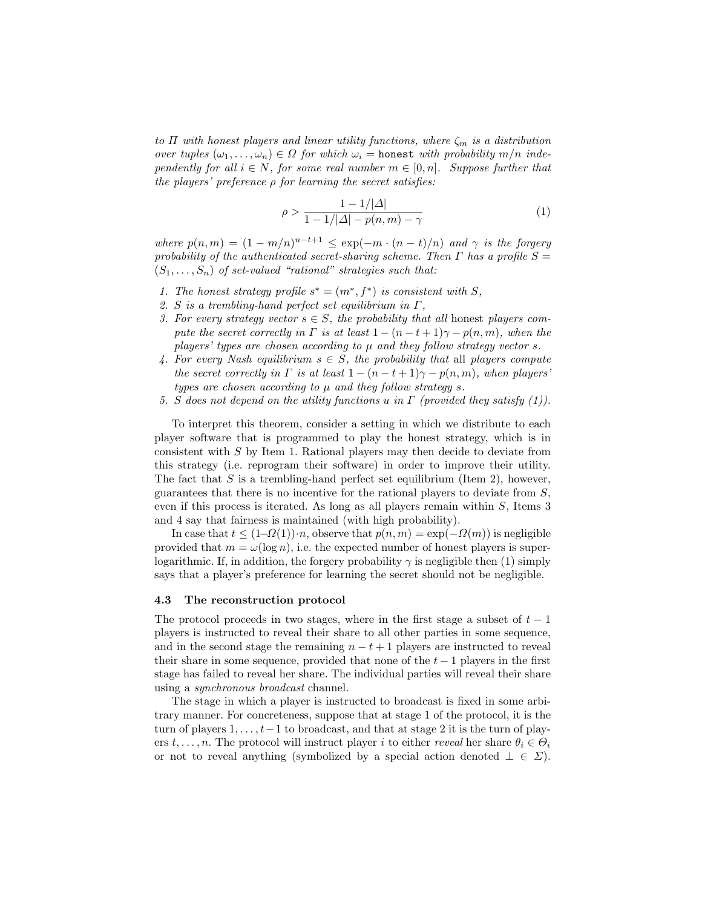*to $\Pi$ with honest players and linear utility functions, where $\zeta_m$ is a distribution over tuples $(\omega_1,\dots,\omega_n) \in \Omega$ for which $\omega_i =$ `honest` with probability $m/n$ independently for all $i \in N$, for some real number $m \in [0,n]$. Suppose further that the players' preference $\rho$ for learning the secret satisfies:*

$$\rho > \frac{1 - 1/|\Delta|}{1 - 1/|\Delta| - p(n,m) - \gamma} \tag{1}$$

*where $p(n,m) = (1-m/n)^{n-t+1} \le \exp(-m\cdot(n-t)/n)$ and $\gamma$ is the forgery probability of the authenticated secret-sharing scheme. Then $\Gamma$ has a profile $S = (S_1,\dots,S_n)$ of set-valued "rational" strategies such that:*

1. *The honest strategy profile $s^* = (m^*, f^*)$ is consistent with $S$,*
2. *$S$ is a trembling-hand perfect set equilibrium in $\Gamma$,*
3. *For every strategy vector $s \in S$, the probability that all* honest *players compute the secret correctly in $\Gamma$ is at least $1-(n-t+1)\gamma - p(n,m)$, when the players' types are chosen according to $\mu$ and they follow strategy vector $s$.*
4. *For every Nash equilibrium $s \in S$, the probability that* all *players compute the secret correctly in $\Gamma$ is at least $1-(n-t+1)\gamma - p(n,m)$, when players' types are chosen according to $\mu$ and they follow strategy $s$.*
5. *$S$ does not depend on the utility functions $u$ in $\Gamma$ (provided they satisfy (1)).*

To interpret this theorem, consider a setting in which we distribute to each player software that is programmed to play the honest strategy, which is in consistent with $S$ by Item 1. Rational players may then decide to deviate from this strategy (i.e. reprogram their software) in order to improve their utility. The fact that $S$ is a trembling-hand perfect set equilibrium (Item 2), however, guarantees that there is no incentive for the rational players to deviate from $S$, even if this process is iterated. As long as all players remain within $S$, Items 3 and 4 say that fairness is maintained (with high probability).

In case that $t \le (1-\Omega(1))\cdot n$, observe that $p(n,m) = \exp(-\Omega(m))$ is negligible provided that $m = \omega(\log n)$, i.e. the expected number of honest players is superlogarithmic. If, in addition, the forgery probability $\gamma$ is negligible then (1) simply says that a player's preference for learning the secret should not be negligible.

### 4.3 The reconstruction protocol

The protocol proceeds in two stages, where in the first stage a subset of $t-1$ players is instructed to reveal their share to all other parties in some sequence, and in the second stage the remaining $n-t+1$ players are instructed to reveal their share in some sequence, provided that none of the $t-1$ players in the first stage has failed to reveal her share. The individual parties will reveal their share using a *synchronous broadcast* channel.

The stage in which a player is instructed to broadcast is fixed in some arbitrary manner. For concreteness, suppose that at stage 1 of the protocol, it is the turn of players $1,\dots,t-1$ to broadcast, and that at stage 2 it is the turn of players $t,\dots,n$. The protocol will instruct player $i$ to either *reveal* her share $\theta_i \in \Theta_i$ or not to reveal anything (symbolized by a special action denoted $\perp \in \Sigma$).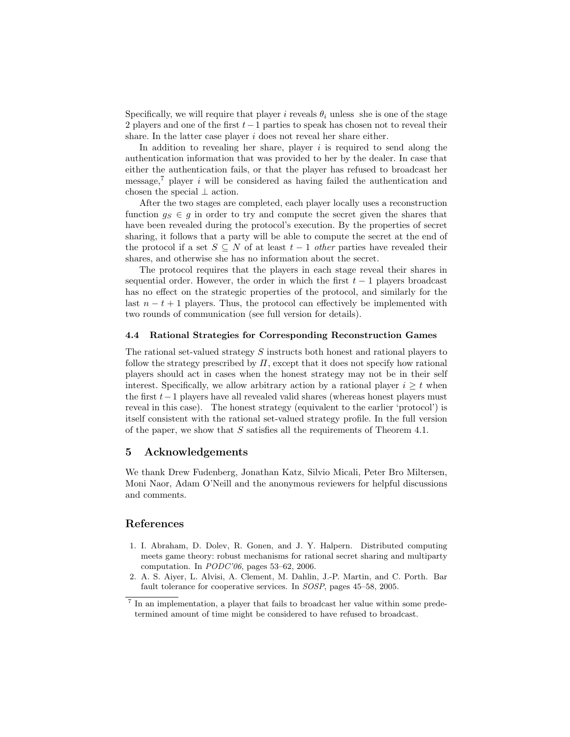Specifically, we will require that player $i$ reveals $\theta_i$ unless she is one of the stage 2 players and one of the first $t-1$ parties to speak has chosen not to reveal their share. In the latter case player $i$ does not reveal her share either.

In addition to revealing her share, player $i$ is required to send along the authentication information that was provided to her by the dealer. In case that either the authentication fails, or that the player has refused to broadcast her message,[7] player $i$ will be considered as having failed the authentication and chosen the special $\perp$ action.

After the two stages are completed, each player locally uses a reconstruction function $g_S \in g$ in order to try and compute the secret given the shares that have been revealed during the protocol's execution. By the properties of secret sharing, it follows that a party will be able to compute the secret at the end of the protocol if a set $S \subseteq N$ of at least $t-1$ *other* parties have revealed their shares, and otherwise she has no information about the secret.

The protocol requires that the players in each stage reveal their shares in sequential order. However, the order in which the first $t-1$ players broadcast has no effect on the strategic properties of the protocol, and similarly for the last $n-t+1$ players. Thus, the protocol can effectively be implemented with two rounds of communication (see full version for details).

### 4.4 Rational Strategies for Corresponding Reconstruction Games

The rational set-valued strategy $S$ instructs both honest and rational players to follow the strategy prescribed by $\Pi$, except that it does not specify how rational players should act in cases when the honest strategy may not be in their self interest. Specifically, we allow arbitrary action by a rational player $i \geq t$ when the first $t-1$ players have all revealed valid shares (whereas honest players must reveal in this case). The honest strategy (equivalent to the earlier 'protocol') is itself consistent with the rational set-valued strategy profile. In the full version of the paper, we show that $S$ satisfies all the requirements of Theorem 4.1.

## 5 Acknowledgements

We thank Drew Fudenberg, Jonathan Katz, Silvio Micali, Peter Bro Miltersen, Moni Naor, Adam O'Neill and the anonymous reviewers for helpful discussions and comments.

## References

1. I. Abraham, D. Dolev, R. Gonen, and J. Y. Halpern. Distributed computing meets game theory: robust mechanisms for rational secret sharing and multiparty computation. In *PODC'06*, pages 53–62, 2006.
2. A. S. Aiyer, L. Alvisi, A. Clement, M. Dahlin, J.-P. Martin, and C. Porth. Bar fault tolerance for cooperative services. In *SOSP*, pages 45–58, 2005.

[7] In an implementation, a player that fails to broadcast her value within some predetermined amount of time might be considered to have refused to broadcast.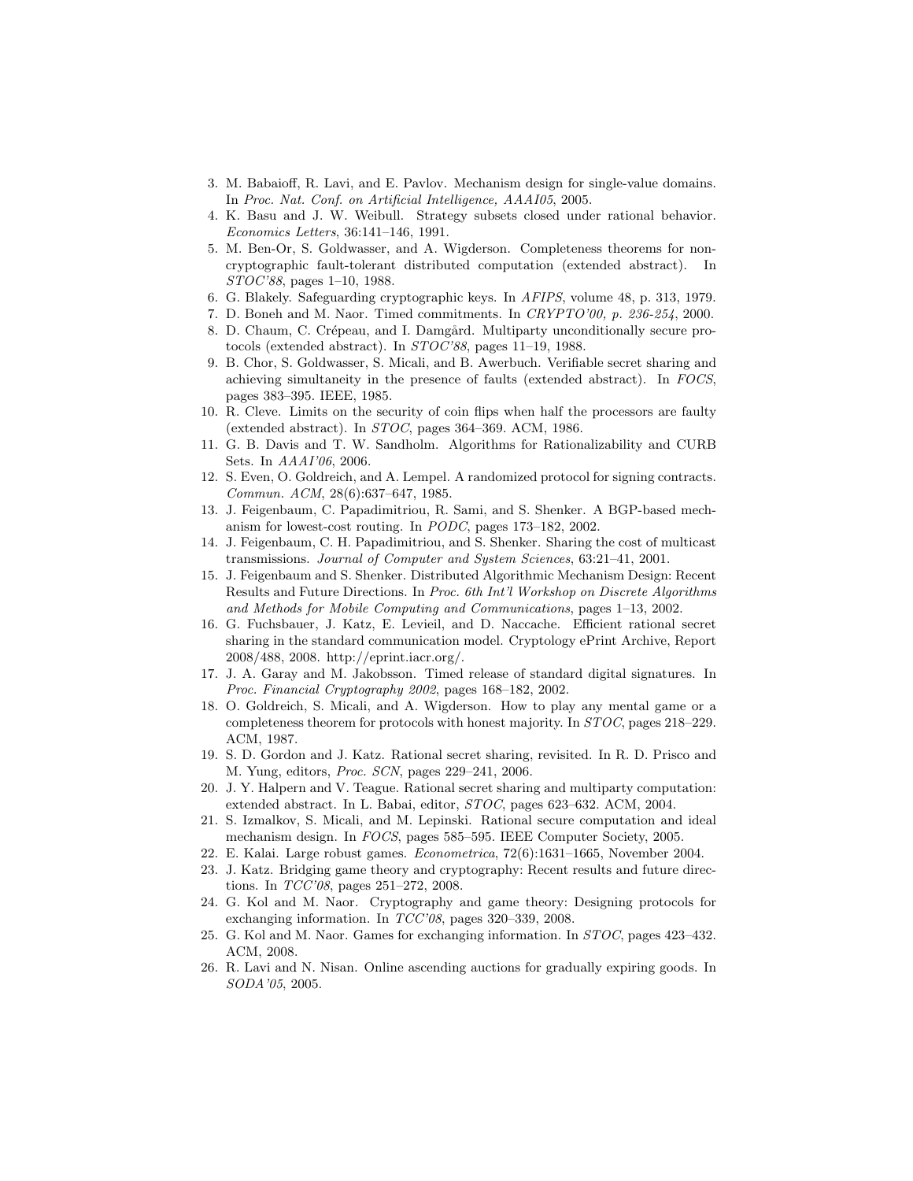3. M. Babaioff, R. Lavi, and E. Pavlov. Mechanism design for single-value domains. In *Proc. Nat. Conf. on Artificial Intelligence, AAAI05*, 2005.
4. K. Basu and J. W. Weibull. Strategy subsets closed under rational behavior. *Economics Letters*, 36:141–146, 1991.
5. M. Ben-Or, S. Goldwasser, and A. Wigderson. Completeness theorems for non-cryptographic fault-tolerant distributed computation (extended abstract). In *STOC'88*, pages 1–10, 1988.
6. G. Blakely. Safeguarding cryptographic keys. In *AFIPS*, volume 48, p. 313, 1979.
7. D. Boneh and M. Naor. Timed commitments. In *CRYPTO'00, p. 236-254*, 2000.
8. D. Chaum, C. Crépeau, and I. Damgård. Multiparty unconditionally secure protocols (extended abstract). In *STOC'88*, pages 11–19, 1988.
9. B. Chor, S. Goldwasser, S. Micali, and B. Awerbuch. Verifiable secret sharing and achieving simultaneity in the presence of faults (extended abstract). In *FOCS*, pages 383–395. IEEE, 1985.
10. R. Cleve. Limits on the security of coin flips when half the processors are faulty (extended abstract). In *STOC*, pages 364–369. ACM, 1986.
11. G. B. Davis and T. W. Sandholm. Algorithms for Rationalizability and CURB Sets. In *AAAI'06*, 2006.
12. S. Even, O. Goldreich, and A. Lempel. A randomized protocol for signing contracts. *Commun. ACM*, 28(6):637–647, 1985.
13. J. Feigenbaum, C. Papadimitriou, R. Sami, and S. Shenker. A BGP-based mechanism for lowest-cost routing. In *PODC*, pages 173–182, 2002.
14. J. Feigenbaum, C. H. Papadimitriou, and S. Shenker. Sharing the cost of multicast transmissions. *Journal of Computer and System Sciences*, 63:21–41, 2001.
15. J. Feigenbaum and S. Shenker. Distributed Algorithmic Mechanism Design: Recent Results and Future Directions. In *Proc. 6th Int'l Workshop on Discrete Algorithms and Methods for Mobile Computing and Communications*, pages 1–13, 2002.
16. G. Fuchsbauer, J. Katz, E. Levieil, and D. Naccache. Efficient rational secret sharing in the standard communication model. Cryptology ePrint Archive, Report 2008/488, 2008. http://eprint.iacr.org/.
17. J. A. Garay and M. Jakobsson. Timed release of standard digital signatures. In *Proc. Financial Cryptography 2002*, pages 168–182, 2002.
18. O. Goldreich, S. Micali, and A. Wigderson. How to play any mental game or a completeness theorem for protocols with honest majority. In *STOC*, pages 218–229. ACM, 1987.
19. S. D. Gordon and J. Katz. Rational secret sharing, revisited. In R. D. Prisco and M. Yung, editors, *Proc. SCN*, pages 229–241, 2006.
20. J. Y. Halpern and V. Teague. Rational secret sharing and multiparty computation: extended abstract. In L. Babai, editor, *STOC*, pages 623–632. ACM, 2004.
21. S. Izmalkov, S. Micali, and M. Lepinski. Rational secure computation and ideal mechanism design. In *FOCS*, pages 585–595. IEEE Computer Society, 2005.
22. E. Kalai. Large robust games. *Econometrica*, 72(6):1631–1665, November 2004.
23. J. Katz. Bridging game theory and cryptography: Recent results and future directions. In *TCC'08*, pages 251–272, 2008.
24. G. Kol and M. Naor. Cryptography and game theory: Designing protocols for exchanging information. In *TCC'08*, pages 320–339, 2008.
25. G. Kol and M. Naor. Games for exchanging information. In *STOC*, pages 423–432. ACM, 2008.
26. R. Lavi and N. Nisan. Online ascending auctions for gradually expiring goods. In *SODA'05*, 2005.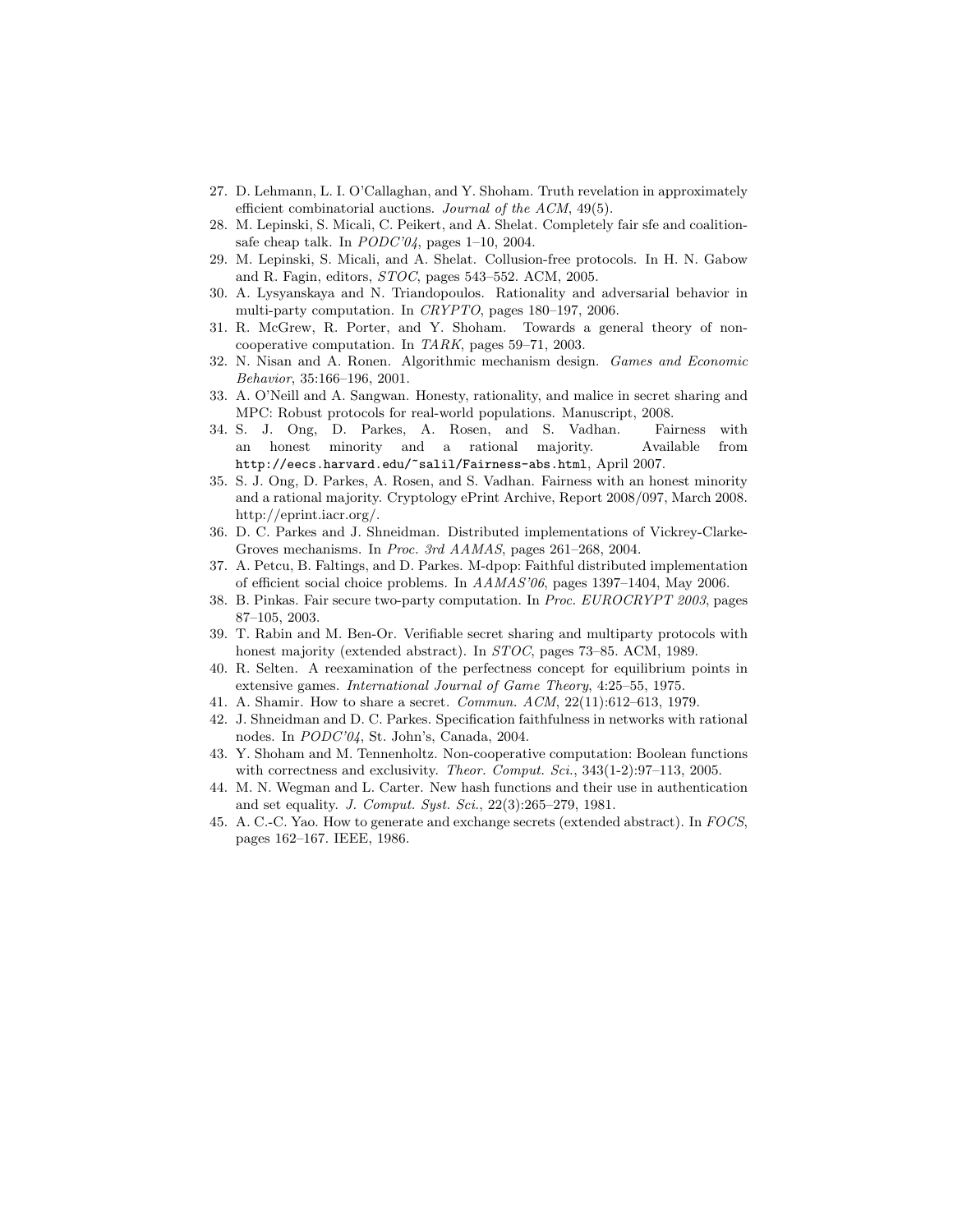27. D. Lehmann, L. I. O'Callaghan, and Y. Shoham. Truth revelation in approximately efficient combinatorial auctions. *Journal of the ACM*, 49(5).
28. M. Lepinski, S. Micali, C. Peikert, and A. Shelat. Completely fair sfe and coalition-safe cheap talk. In *PODC'04*, pages 1–10, 2004.
29. M. Lepinski, S. Micali, and A. Shelat. Collusion-free protocols. In H. N. Gabow and R. Fagin, editors, *STOC*, pages 543–552. ACM, 2005.
30. A. Lysyanskaya and N. Triandopoulos. Rationality and adversarial behavior in multi-party computation. In *CRYPTO*, pages 180–197, 2006.
31. R. McGrew, R. Porter, and Y. Shoham. Towards a general theory of non-cooperative computation. In *TARK*, pages 59–71, 2003.
32. N. Nisan and A. Ronen. Algorithmic mechanism design. *Games and Economic Behavior*, 35:166–196, 2001.
33. A. O'Neill and A. Sangwan. Honesty, rationality, and malice in secret sharing and MPC: Robust protocols for real-world populations. Manuscript, 2008.
34. S. J. Ong, D. Parkes, A. Rosen, and S. Vadhan. Fairness with an honest minority and a rational majority. Available from `http://eecs.harvard.edu/~salil/Fairness-abs.html`, April 2007.
35. S. J. Ong, D. Parkes, A. Rosen, and S. Vadhan. Fairness with an honest minority and a rational majority. Cryptology ePrint Archive, Report 2008/097, March 2008. http://eprint.iacr.org/.
36. D. C. Parkes and J. Shneidman. Distributed implementations of Vickrey-Clarke-Groves mechanisms. In *Proc. 3rd AAMAS*, pages 261–268, 2004.
37. A. Petcu, B. Faltings, and D. Parkes. M-dpop: Faithful distributed implementation of efficient social choice problems. In *AAMAS'06*, pages 1397–1404, May 2006.
38. B. Pinkas. Fair secure two-party computation. In *Proc. EUROCRYPT 2003*, pages 87–105, 2003.
39. T. Rabin and M. Ben-Or. Verifiable secret sharing and multiparty protocols with honest majority (extended abstract). In *STOC*, pages 73–85. ACM, 1989.
40. R. Selten. A reexamination of the perfectness concept for equilibrium points in extensive games. *International Journal of Game Theory*, 4:25–55, 1975.
41. A. Shamir. How to share a secret. *Commun. ACM*, 22(11):612–613, 1979.
42. J. Shneidman and D. C. Parkes. Specification faithfulness in networks with rational nodes. In *PODC'04*, St. John's, Canada, 2004.
43. Y. Shoham and M. Tennenholtz. Non-cooperative computation: Boolean functions with correctness and exclusivity. *Theor. Comput. Sci.*, 343(1-2):97–113, 2005.
44. M. N. Wegman and L. Carter. New hash functions and their use in authentication and set equality. *J. Comput. Syst. Sci.*, 22(3):265–279, 1981.
45. A. C.-C. Yao. How to generate and exchange secrets (extended abstract). In *FOCS*, pages 162–167. IEEE, 1986.